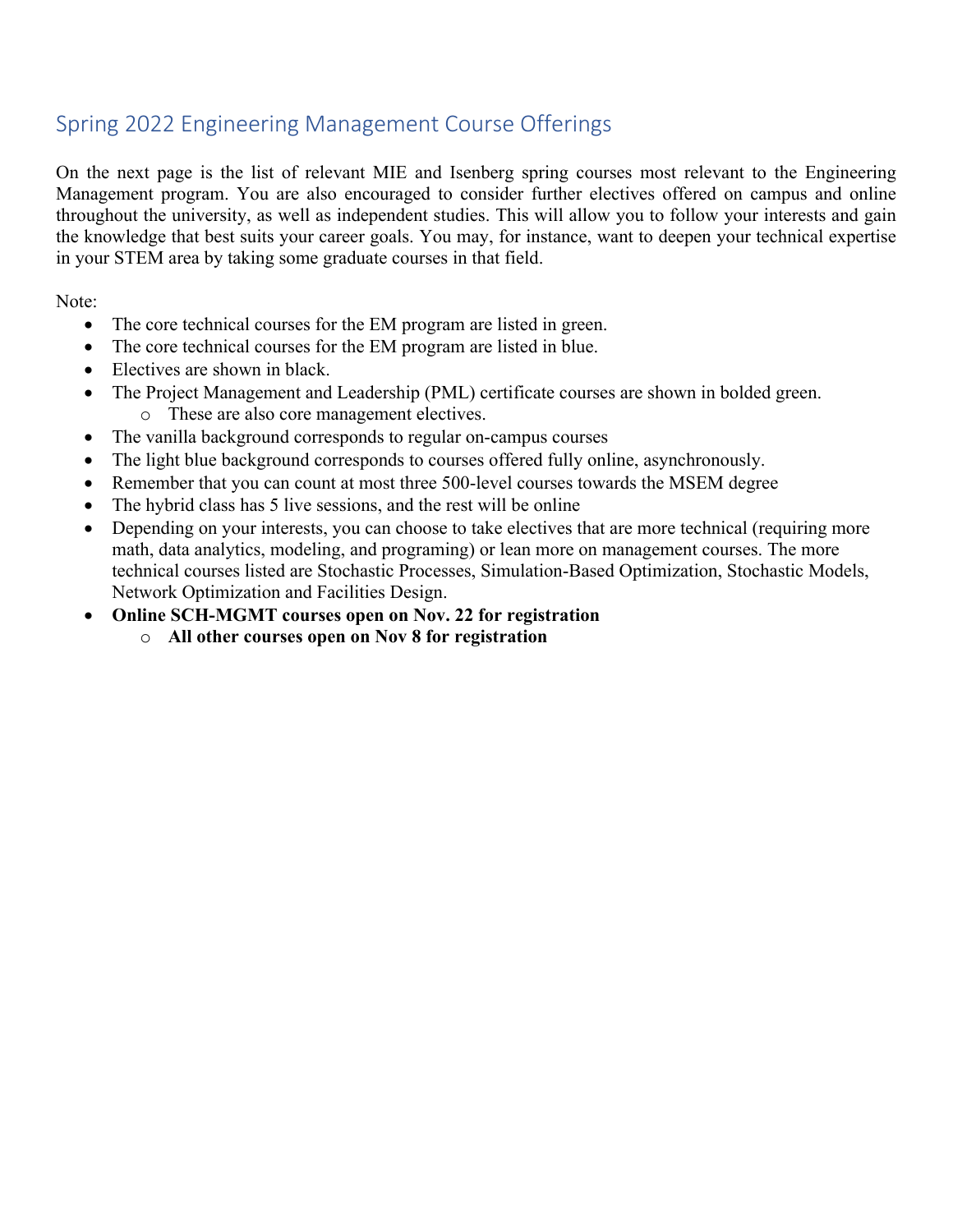## Spring 2022 Engineering Management Course Offerings

On the next page is the list of relevant MIE and Isenberg spring courses most relevant to the Engineering Management program. You are also encouraged to consider further electives offered on campus and online throughout the university, as well as independent studies. This will allow you to follow your interests and gain the knowledge that best suits your career goals. You may, for instance, want to deepen your technical expertise in your STEM area by taking some graduate courses in that field.

Note:

- The core technical courses for the EM program are listed in green.
- The core technical courses for the EM program are listed in blue.
- Electives are shown in black.
- The Project Management and Leadership (PML) certificate courses are shown in bolded green.
  - These are also core management electives.
- The vanilla background corresponds to regular on-campus courses
- The light blue background corresponds to courses offered fully online, asynchronously.
- Remember that you can count at most three 500-level courses towards the MSEM degree
- The hybrid class has 5 live sessions, and the rest will be online
- Depending on your interests, you can choose to take electives that are more technical (requiring more math, data analytics, modeling, and programing) or lean more on management courses. The more technical courses listed are Stochastic Processes, Simulation-Based Optimization, Stochastic Models, Network Optimization and Facilities Design.
- **Online SCH-MGMT courses open on Nov. 22 for registration**
  - **All other courses open on Nov 8 for registration**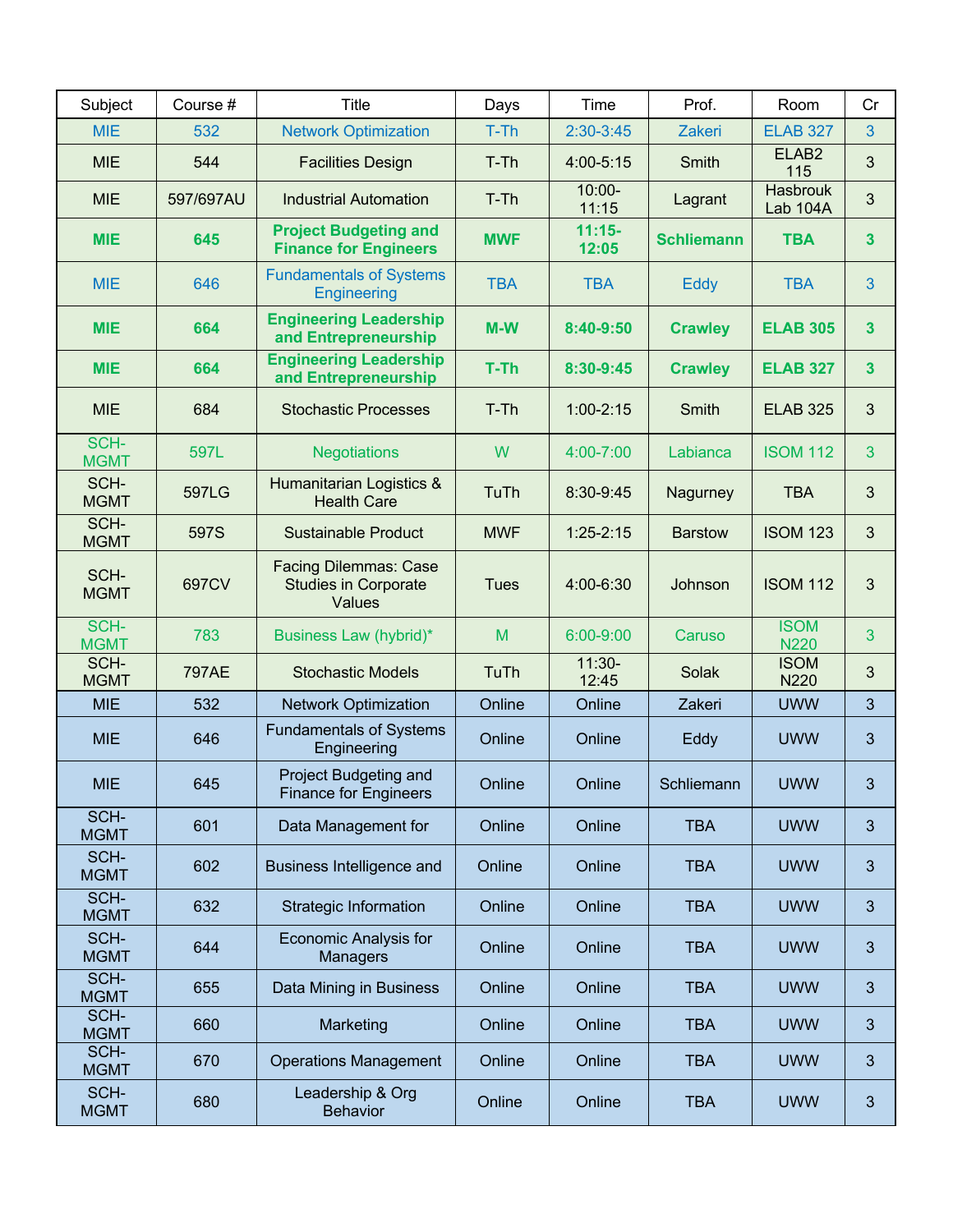| Subject | Course # | Title | Days | Time | Prof. | Room | Cr |
|---|---|---|---|---|---|---|---|
| MIE | 532 | Network Optimization | T-Th | 2:30-3:45 | Zakeri | ELAB 327 | 3 |
| MIE | 544 | Facilities Design | T-Th | 4:00-5:15 | Smith | ELAB2 115 | 3 |
| MIE | 597/697AU | Industrial Automation | T-Th | 10:00-11:15 | Lagrant | Hasbrouk Lab 104A | 3 |
| **MIE** | **645** | **Project Budgeting and Finance for Engineers** | **MWF** | **11:15-12:05** | **Schliemann** | **TBA** | **3** |
| MIE | 646 | Fundamentals of Systems Engineering | TBA | TBA | Eddy | TBA | 3 |
| **MIE** | **664** | **Engineering Leadership and Entrepreneurship** | **M-W** | **8:40-9:50** | **Crawley** | **ELAB 305** | **3** |
| **MIE** | **664** | **Engineering Leadership and Entrepreneurship** | **T-Th** | **8:30-9:45** | **Crawley** | **ELAB 327** | **3** |
| MIE | 684 | Stochastic Processes | T-Th | 1:00-2:15 | Smith | ELAB 325 | 3 |
| SCH-MGMT | 597L | Negotiations | W | 4:00-7:00 | Labianca | ISOM 112 | 3 |
| SCH-MGMT | 597LG | Humanitarian Logistics & Health Care | TuTh | 8:30-9:45 | Nagurney | TBA | 3 |
| SCH-MGMT | 597S | Sustainable Product | MWF | 1:25-2:15 | Barstow | ISOM 123 | 3 |
| SCH-MGMT | 697CV | Facing Dilemmas: Case Studies in Corporate Values | Tues | 4:00-6:30 | Johnson | ISOM 112 | 3 |
| SCH-MGMT | 783 | Business Law (hybrid)* | M | 6:00-9:00 | Caruso | ISOM N220 | 3 |
| SCH-MGMT | 797AE | Stochastic Models | TuTh | 11:30-12:45 | Solak | ISOM N220 | 3 |
| MIE | 532 | Network Optimization | Online | Online | Zakeri | UWW | 3 |
| MIE | 646 | Fundamentals of Systems Engineering | Online | Online | Eddy | UWW | 3 |
| MIE | 645 | Project Budgeting and Finance for Engineers | Online | Online | Schliemann | UWW | 3 |
| SCH-MGMT | 601 | Data Management for | Online | Online | TBA | UWW | 3 |
| SCH-MGMT | 602 | Business Intelligence and | Online | Online | TBA | UWW | 3 |
| SCH-MGMT | 632 | Strategic Information | Online | Online | TBA | UWW | 3 |
| SCH-MGMT | 644 | Economic Analysis for Managers | Online | Online | TBA | UWW | 3 |
| SCH-MGMT | 655 | Data Mining in Business | Online | Online | TBA | UWW | 3 |
| SCH-MGMT | 660 | Marketing | Online | Online | TBA | UWW | 3 |
| SCH-MGMT | 670 | Operations Management | Online | Online | TBA | UWW | 3 |
| SCH-MGMT | 680 | Leadership & Org Behavior | Online | Online | TBA | UWW | 3 |